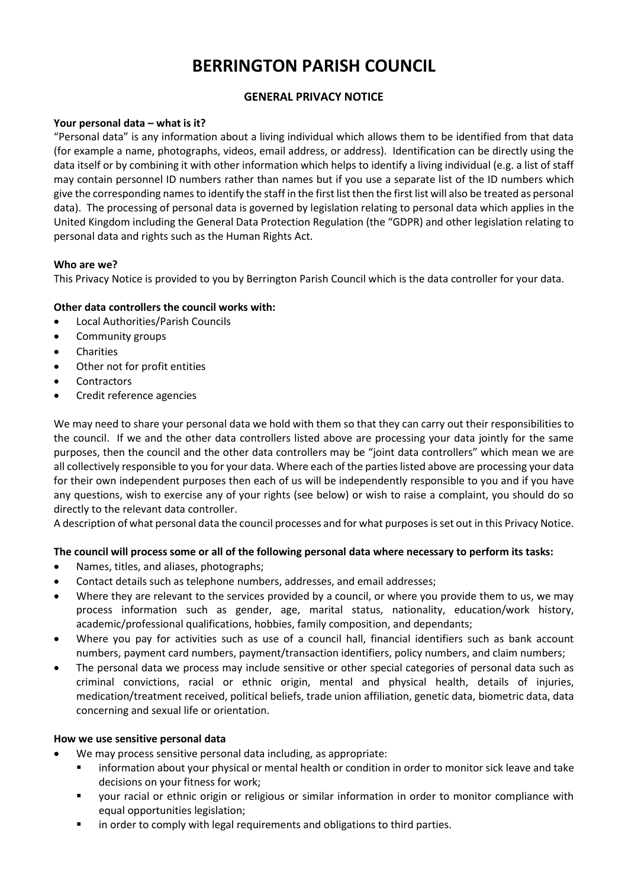# BERRINGTON PARISH COUNCIL

## GENERAL PRIVACY NOTICE

**Your personal data – what is it?**

"Personal data" is any information about a living individual which allows them to be identified from that data (for example a name, photographs, videos, email address, or address). Identification can be directly using the data itself or by combining it with other information which helps to identify a living individual (e.g. a list of staff may contain personnel ID numbers rather than names but if you use a separate list of the ID numbers which give the corresponding names to identify the staff in the first list then the first list will also be treated as personal data). The processing of personal data is governed by legislation relating to personal data which applies in the United Kingdom including the General Data Protection Regulation (the "GDPR) and other legislation relating to personal data and rights such as the Human Rights Act.

**Who are we?**

This Privacy Notice is provided to you by Berrington Parish Council which is the data controller for your data.

**Other data controllers the council works with:**

- Local Authorities/Parish Councils
- Community groups
- Charities
- Other not for profit entities
- Contractors
- Credit reference agencies

We may need to share your personal data we hold with them so that they can carry out their responsibilities to the council. If we and the other data controllers listed above are processing your data jointly for the same purposes, then the council and the other data controllers may be "joint data controllers" which mean we are all collectively responsible to you for your data. Where each of the parties listed above are processing your data for their own independent purposes then each of us will be independently responsible to you and if you have any questions, wish to exercise any of your rights (see below) or wish to raise a complaint, you should do so directly to the relevant data controller.

A description of what personal data the council processes and for what purposes is set out in this Privacy Notice.

**The council will process some or all of the following personal data where necessary to perform its tasks:**

- Names, titles, and aliases, photographs;
- Contact details such as telephone numbers, addresses, and email addresses;
- Where they are relevant to the services provided by a council, or where you provide them to us, we may process information such as gender, age, marital status, nationality, education/work history, academic/professional qualifications, hobbies, family composition, and dependants;
- Where you pay for activities such as use of a council hall, financial identifiers such as bank account numbers, payment card numbers, payment/transaction identifiers, policy numbers, and claim numbers;
- The personal data we process may include sensitive or other special categories of personal data such as criminal convictions, racial or ethnic origin, mental and physical health, details of injuries, medication/treatment received, political beliefs, trade union affiliation, genetic data, biometric data, data concerning and sexual life or orientation.

**How we use sensitive personal data**

- We may process sensitive personal data including, as appropriate:
  - information about your physical or mental health or condition in order to monitor sick leave and take decisions on your fitness for work;
  - your racial or ethnic origin or religious or similar information in order to monitor compliance with equal opportunities legislation;
  - in order to comply with legal requirements and obligations to third parties.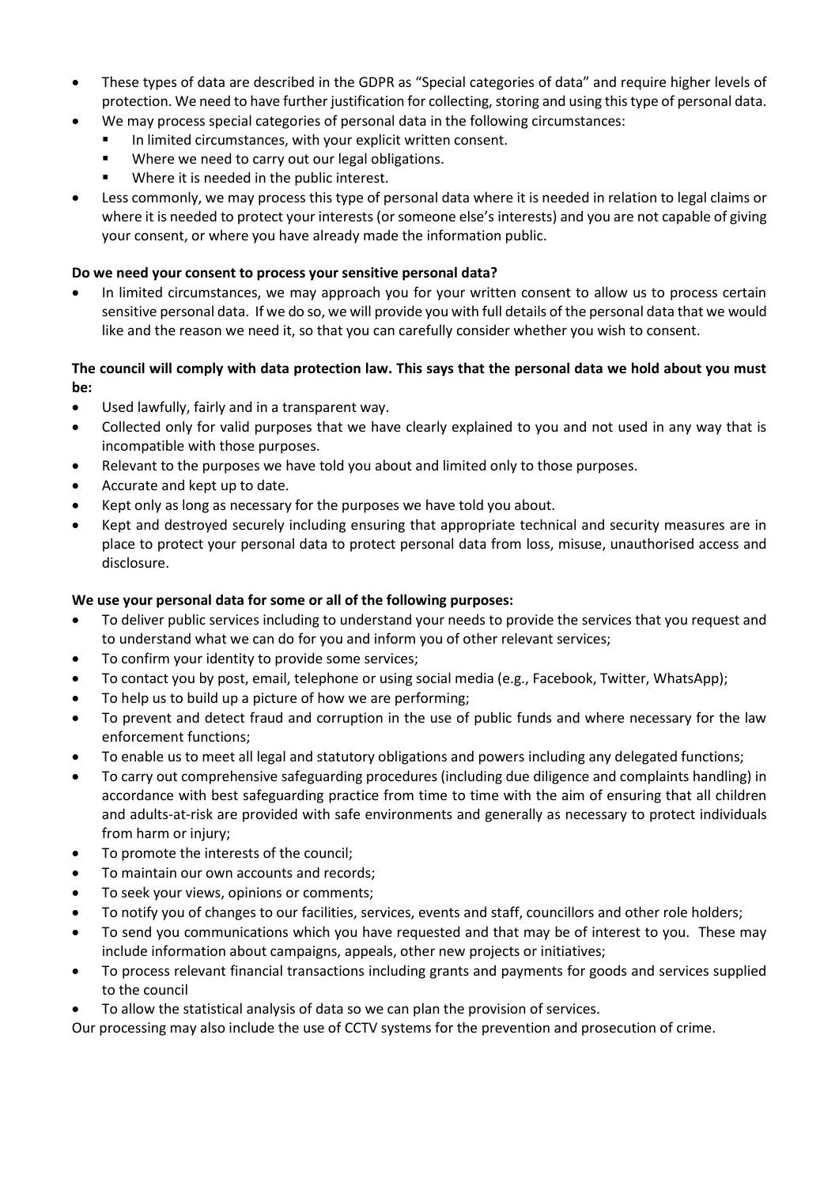- These types of data are described in the GDPR as "Special categories of data" and require higher levels of protection. We need to have further justification for collecting, storing and using this type of personal data.
- We may process special categories of personal data in the following circumstances:
  - In limited circumstances, with your explicit written consent.
  - Where we need to carry out our legal obligations.
  - Where it is needed in the public interest.
- Less commonly, we may process this type of personal data where it is needed in relation to legal claims or where it is needed to protect your interests (or someone else's interests) and you are not capable of giving your consent, or where you have already made the information public.

**Do we need your consent to process your sensitive personal data?**

- In limited circumstances, we may approach you for your written consent to allow us to process certain sensitive personal data. If we do so, we will provide you with full details of the personal data that we would like and the reason we need it, so that you can carefully consider whether you wish to consent.

**The council will comply with data protection law. This says that the personal data we hold about you must be:**

- Used lawfully, fairly and in a transparent way.
- Collected only for valid purposes that we have clearly explained to you and not used in any way that is incompatible with those purposes.
- Relevant to the purposes we have told you about and limited only to those purposes.
- Accurate and kept up to date.
- Kept only as long as necessary for the purposes we have told you about.
- Kept and destroyed securely including ensuring that appropriate technical and security measures are in place to protect your personal data to protect personal data from loss, misuse, unauthorised access and disclosure.

**We use your personal data for some or all of the following purposes:**

- To deliver public services including to understand your needs to provide the services that you request and to understand what we can do for you and inform you of other relevant services;
- To confirm your identity to provide some services;
- To contact you by post, email, telephone or using social media (e.g., Facebook, Twitter, WhatsApp);
- To help us to build up a picture of how we are performing;
- To prevent and detect fraud and corruption in the use of public funds and where necessary for the law enforcement functions;
- To enable us to meet all legal and statutory obligations and powers including any delegated functions;
- To carry out comprehensive safeguarding procedures (including due diligence and complaints handling) in accordance with best safeguarding practice from time to time with the aim of ensuring that all children and adults-at-risk are provided with safe environments and generally as necessary to protect individuals from harm or injury;
- To promote the interests of the council;
- To maintain our own accounts and records;
- To seek your views, opinions or comments;
- To notify you of changes to our facilities, services, events and staff, councillors and other role holders;
- To send you communications which you have requested and that may be of interest to you. These may include information about campaigns, appeals, other new projects or initiatives;
- To process relevant financial transactions including grants and payments for goods and services supplied to the council
- To allow the statistical analysis of data so we can plan the provision of services.

Our processing may also include the use of CCTV systems for the prevention and prosecution of crime.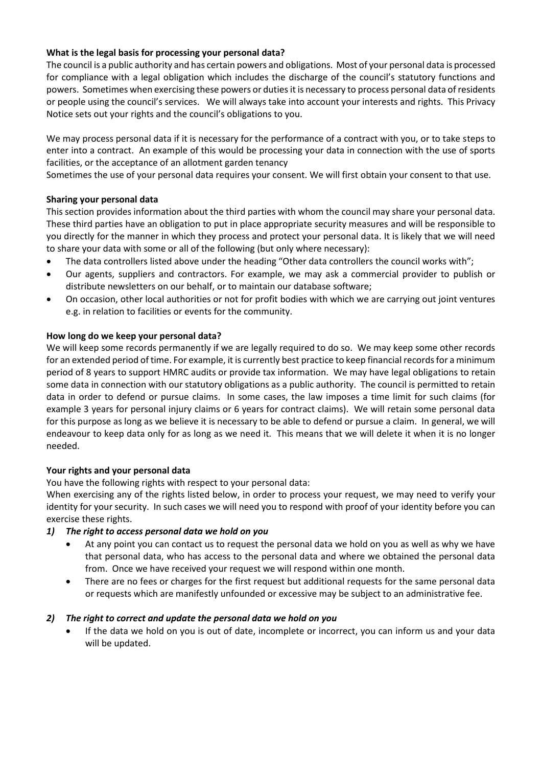**What is the legal basis for processing your personal data?**

The council is a public authority and has certain powers and obligations. Most of your personal data is processed for compliance with a legal obligation which includes the discharge of the council's statutory functions and powers. Sometimes when exercising these powers or duties it is necessary to process personal data of residents or people using the council's services. We will always take into account your interests and rights. This Privacy Notice sets out your rights and the council's obligations to you.

We may process personal data if it is necessary for the performance of a contract with you, or to take steps to enter into a contract. An example of this would be processing your data in connection with the use of sports facilities, or the acceptance of an allotment garden tenancy

Sometimes the use of your personal data requires your consent. We will first obtain your consent to that use.

**Sharing your personal data**

This section provides information about the third parties with whom the council may share your personal data. These third parties have an obligation to put in place appropriate security measures and will be responsible to you directly for the manner in which they process and protect your personal data. It is likely that we will need to share your data with some or all of the following (but only where necessary):

- The data controllers listed above under the heading "Other data controllers the council works with";
- Our agents, suppliers and contractors. For example, we may ask a commercial provider to publish or distribute newsletters on our behalf, or to maintain our database software;
- On occasion, other local authorities or not for profit bodies with which we are carrying out joint ventures e.g. in relation to facilities or events for the community.

**How long do we keep your personal data?**

We will keep some records permanently if we are legally required to do so. We may keep some other records for an extended period of time. For example, it is currently best practice to keep financial records for a minimum period of 8 years to support HMRC audits or provide tax information. We may have legal obligations to retain some data in connection with our statutory obligations as a public authority. The council is permitted to retain data in order to defend or pursue claims. In some cases, the law imposes a time limit for such claims (for example 3 years for personal injury claims or 6 years for contract claims). We will retain some personal data for this purpose as long as we believe it is necessary to be able to defend or pursue a claim. In general, we will endeavour to keep data only for as long as we need it. This means that we will delete it when it is no longer needed.

**Your rights and your personal data**

You have the following rights with respect to your personal data:

When exercising any of the rights listed below, in order to process your request, we may need to verify your identity for your security. In such cases we will need you to respond with proof of your identity before you can exercise these rights.

***1) The right to access personal data we hold on you***

- At any point you can contact us to request the personal data we hold on you as well as why we have that personal data, who has access to the personal data and where we obtained the personal data from. Once we have received your request we will respond within one month.
- There are no fees or charges for the first request but additional requests for the same personal data or requests which are manifestly unfounded or excessive may be subject to an administrative fee.

***2) The right to correct and update the personal data we hold on you***

- If the data we hold on you is out of date, incomplete or incorrect, you can inform us and your data will be updated.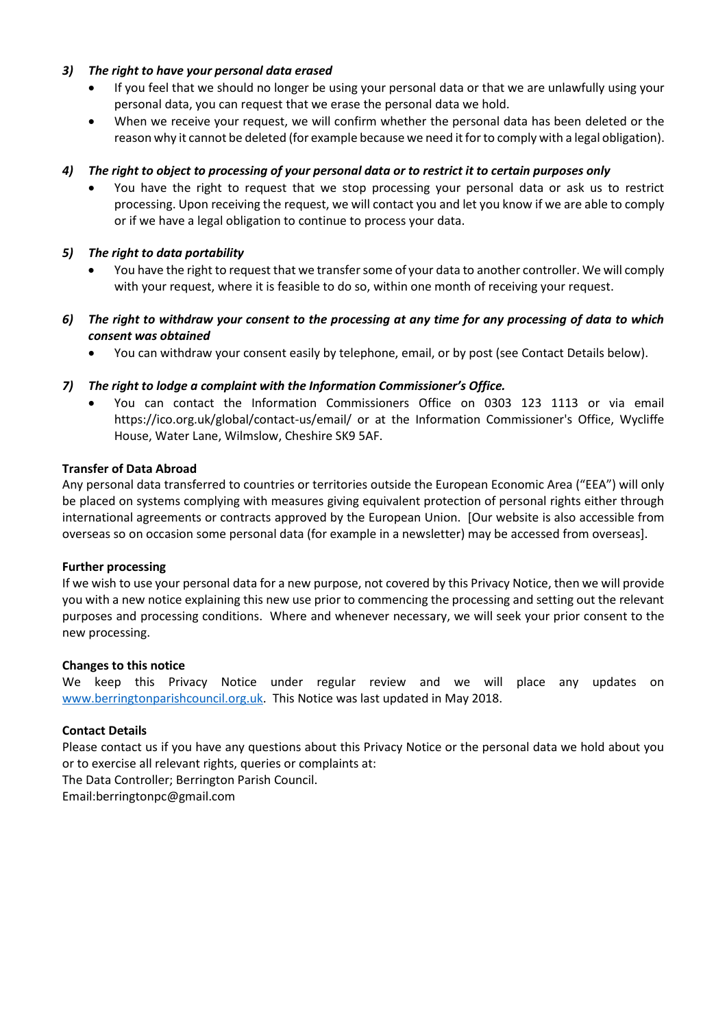***3) The right to have your personal data erased***

- If you feel that we should no longer be using your personal data or that we are unlawfully using your personal data, you can request that we erase the personal data we hold.
- When we receive your request, we will confirm whether the personal data has been deleted or the reason why it cannot be deleted (for example because we need it for to comply with a legal obligation).

***4) The right to object to processing of your personal data or to restrict it to certain purposes only***

- You have the right to request that we stop processing your personal data or ask us to restrict processing. Upon receiving the request, we will contact you and let you know if we are able to comply or if we have a legal obligation to continue to process your data.

***5) The right to data portability***

- You have the right to request that we transfer some of your data to another controller. We will comply with your request, where it is feasible to do so, within one month of receiving your request.

***6) The right to withdraw your consent to the processing at any time for any processing of data to which consent was obtained***

- You can withdraw your consent easily by telephone, email, or by post (see Contact Details below).

***7) The right to lodge a complaint with the Information Commissioner's Office.***

- You can contact the Information Commissioners Office on 0303 123 1113 or via email https://ico.org.uk/global/contact-us/email/ or at the Information Commissioner's Office, Wycliffe House, Water Lane, Wilmslow, Cheshire SK9 5AF.

**Transfer of Data Abroad**

Any personal data transferred to countries or territories outside the European Economic Area ("EEA") will only be placed on systems complying with measures giving equivalent protection of personal rights either through international agreements or contracts approved by the European Union. [Our website is also accessible from overseas so on occasion some personal data (for example in a newsletter) may be accessed from overseas].

**Further processing**

If we wish to use your personal data for a new purpose, not covered by this Privacy Notice, then we will provide you with a new notice explaining this new use prior to commencing the processing and setting out the relevant purposes and processing conditions. Where and whenever necessary, we will seek your prior consent to the new processing.

**Changes to this notice**

We keep this Privacy Notice under regular review and we will place any updates on www.berringtonparishcouncil.org.uk. This Notice was last updated in May 2018.

**Contact Details**

Please contact us if you have any questions about this Privacy Notice or the personal data we hold about you or to exercise all relevant rights, queries or complaints at:
The Data Controller; Berrington Parish Council.
Email:berringtonpc@gmail.com